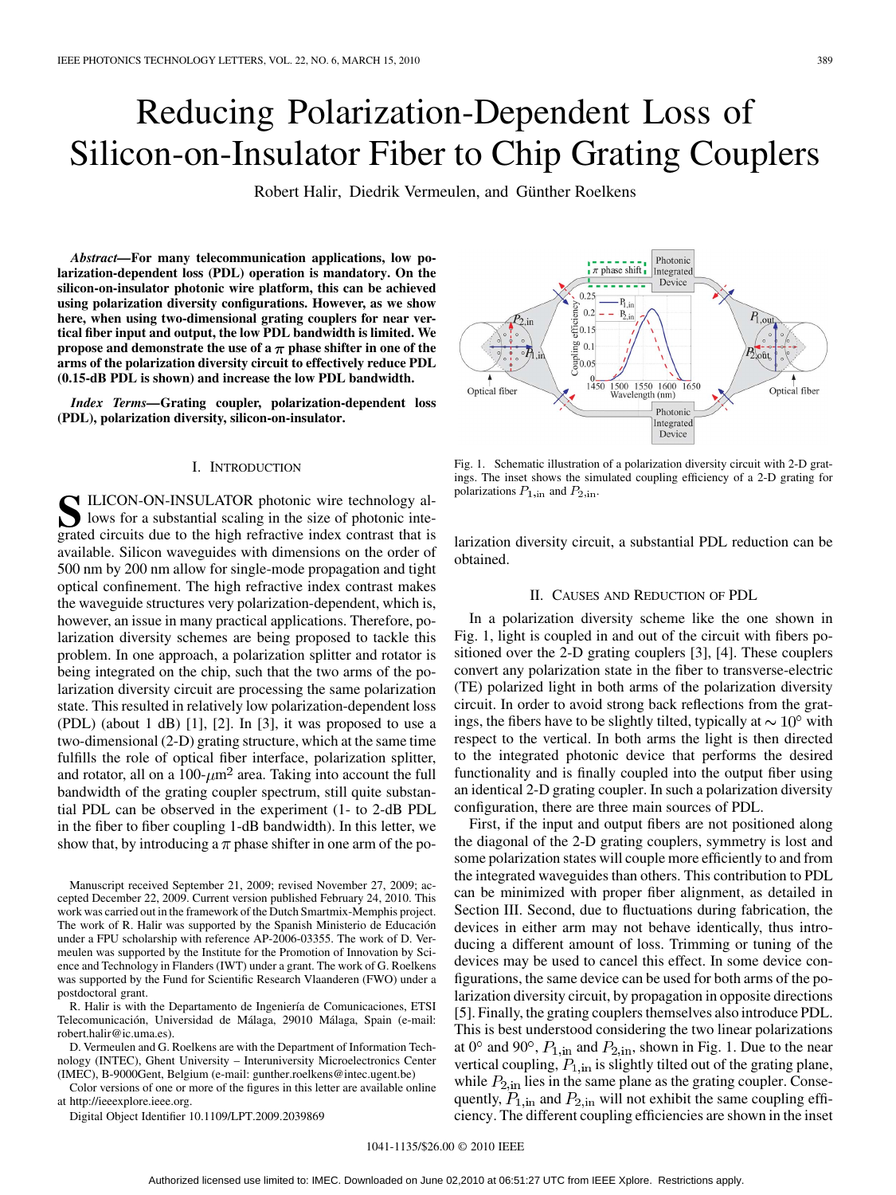// Reducing Polarization-Dependent Loss of Silicon-on-Insulator Fiber to Chip Grating Couplers

Robert Halir, Diedrik Vermeulen, and Günther Roelkens

***Abstract*—For many telecommunication applications, low polarization-dependent loss (PDL) operation is mandatory. On the silicon-on-insulator photonic wire platform, this can be achieved using polarization diversity configurations. However, as we show here, when using two-dimensional grating couplers for near vertical fiber input and output, the low PDL bandwidth is limited. We propose and demonstrate the use of a $\pi$ phase shifter in one of the arms of the polarization diversity circuit to effectively reduce PDL (0.15-dB PDL is shown) and increase the low PDL bandwidth.**

***Index Terms*—Grating coupler, polarization-dependent loss (PDL), polarization diversity, silicon-on-insulator.**

## I. Introduction

Silicon-on-insulator photonic wire technology allows for a substantial scaling in the size of photonic integrated circuits due to the high refractive index contrast that is available. Silicon waveguides with dimensions on the order of 500 nm by 200 nm allow for single-mode propagation and tight optical confinement. The high refractive index contrast makes the waveguide structures very polarization-dependent, which is, however, an issue in many practical applications. Therefore, polarization diversity schemes are being proposed to tackle this problem. In one approach, a polarization splitter and rotator is being integrated on the chip, such that the two arms of the polarization diversity circuit are processing the same polarization state. This resulted in relatively low polarization-dependent loss (PDL) (about 1 dB) [1], [2]. In [3], it was proposed to use a two-dimensional (2-D) grating structure, which at the same time fulfills the role of optical fiber interface, polarization splitter, and rotator, all on a 100-$\mu$m$^2$ area. Taking into account the full bandwidth of the grating coupler spectrum, still quite substantial PDL can be observed in the experiment (1- to 2-dB PDL in the fiber to fiber coupling 1-dB bandwidth). In this letter, we show that, by introducing a $\pi$ phase shifter in one arm of the polarization diversity circuit, a substantial PDL reduction can be obtained.

Manuscript received September 21, 2009; revised November 27, 2009; accepted December 22, 2009. Current version published February 24, 2010. This work was carried out in the framework of the Dutch Smartmix-Memphis project. The work of R. Halir was supported by the Spanish Ministerio de Educación under a FPU scholarship with reference AP-2006-03355. The work of D. Vermeulen was supported by the Institute for the Promotion of Innovation by Science and Technology in Flanders (IWT) under a grant. The work of G. Roelkens was supported by the Fund for Scientific Research Vlaanderen (FWO) under a postdoctoral grant.

R. Halir is with the Departamento de Ingeniería de Comunicaciones, ETSI Telecomunicación, Universidad de Málaga, 29010 Málaga, Spain (e-mail: robert.halir@ic.uma.es).

D. Vermeulen and G. Roelkens are with the Department of Information Technology (INTEC), Ghent University – Interuniversity Microelectronics Center (IMEC), B-9000Gent, Belgium (e-mail: gunther.roelkens@intec.ugent.be)

Color versions of one or more of the figures in this letter are available online at http://ieeexplore.ieee.org.

Digital Object Identifier 10.1109/LPT.2009.2039869

Fig. 1. Schematic illustration of a polarization diversity circuit with 2-D gratings. The inset shows the simulated coupling efficiency of a 2-D grating for polarizations $P_{1,\mathrm{in}}$ and $P_{2,\mathrm{in}}$.

## II. Causes and Reduction of PDL

In a polarization diversity scheme like the one shown in Fig. 1, light is coupled in and out of the circuit with fibers positioned over the 2-D grating couplers [3], [4]. These couplers convert any polarization state in the fiber to transverse-electric (TE) polarized light in both arms of the polarization diversity circuit. In order to avoid strong back reflections from the gratings, the fibers have to be slightly tilted, typically at $\sim 10^\circ$ with respect to the vertical. In both arms the light is then directed to the integrated photonic device that performs the desired functionality and is finally coupled into the output fiber using an identical 2-D grating coupler. In such a polarization diversity configuration, there are three main sources of PDL.

First, if the input and output fibers are not positioned along the diagonal of the 2-D grating couplers, symmetry is lost and some polarization states will couple more efficiently to and from the integrated waveguides than others. This contribution to PDL can be minimized with proper fiber alignment, as detailed in Section III. Second, due to fluctuations during fabrication, the devices in either arm may not behave identically, thus introducing a different amount of loss. Trimming or tuning of the devices may be used to cancel this effect. In some device configurations, the same device can be used for both arms of the polarization diversity circuit, by propagation in opposite directions [5]. Finally, the grating couplers themselves also introduce PDL. This is best understood considering the two linear polarizations at $0^\circ$ and $90^\circ$, $P_{1,\mathrm{in}}$ and $P_{2,\mathrm{in}}$, shown in Fig. 1. Due to the near vertical coupling, $P_{1,\mathrm{in}}$ is slightly tilted out of the grating plane, while $P_{2,\mathrm{in}}$ lies in the same plane as the grating coupler. Consequently, $P_{1,\mathrm{in}}$ and $P_{2,\mathrm{in}}$ will not exhibit the same coupling efficiency. The different coupling efficiencies are shown in the inset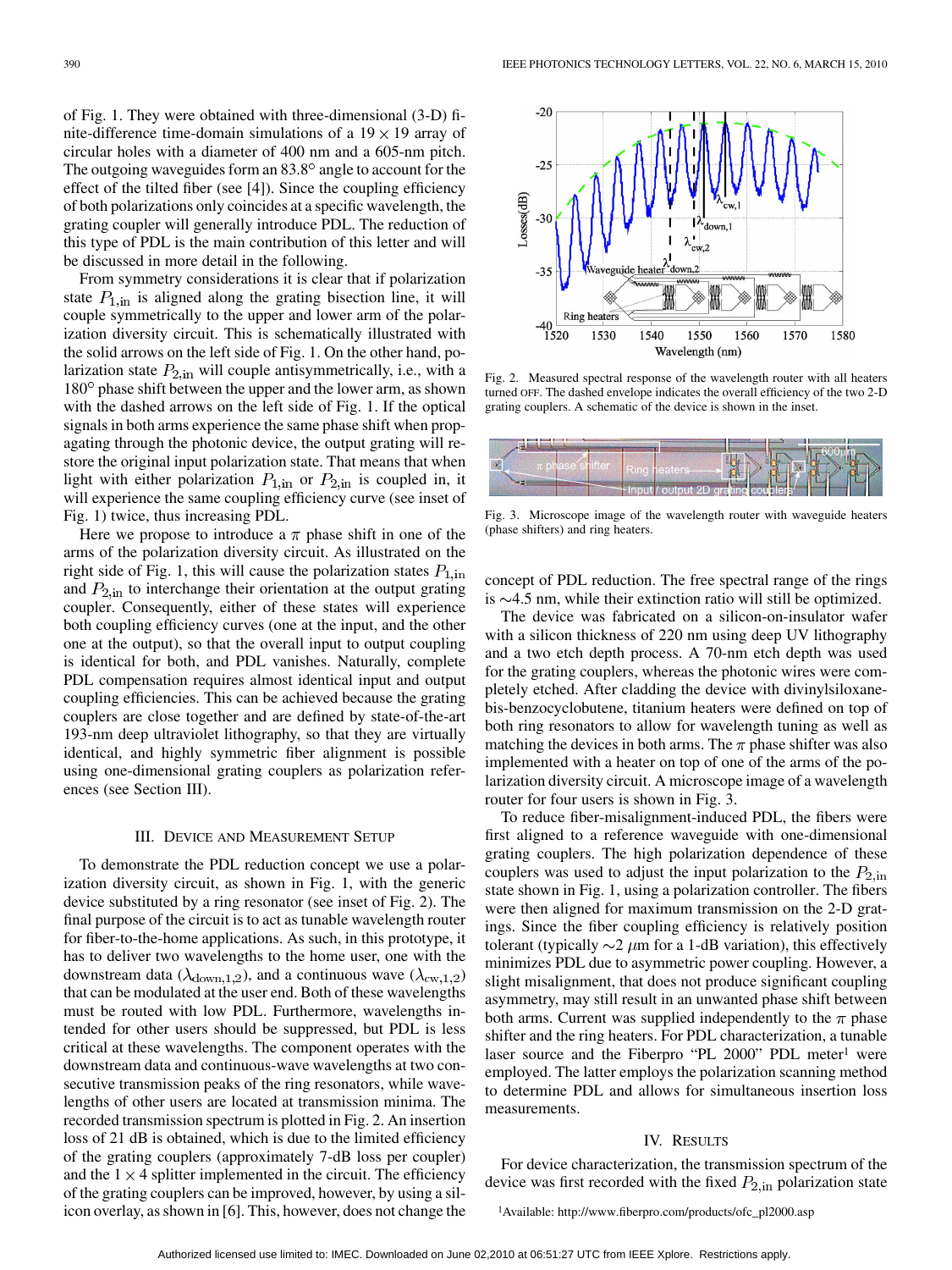of Fig. 1. They were obtained with three-dimensional (3-D) finite-difference time-domain simulations of a $19 \times 19$ array of circular holes with a diameter of 400 nm and a 605-nm pitch. The outgoing waveguides form an 83.8° angle to account for the effect of the tilted fiber (see [4]). Since the coupling efficiency of both polarizations only coincides at a specific wavelength, the grating coupler will generally introduce PDL. The reduction of this type of PDL is the main contribution of this letter and will be discussed in more detail in the following.

From symmetry considerations it is clear that if polarization state $P_{1,\mathrm{in}}$ is aligned along the grating bisection line, it will couple symmetrically to the upper and lower arm of the polarization diversity circuit. This is schematically illustrated with the solid arrows on the left side of Fig. 1. On the other hand, polarization state $P_{2,\mathrm{in}}$ will couple antisymmetrically, i.e., with a 180° phase shift between the upper and the lower arm, as shown with the dashed arrows on the left side of Fig. 1. If the optical signals in both arms experience the same phase shift when propagating through the photonic device, the output grating will restore the original input polarization state. That means that when light with either polarization $P_{1,\mathrm{in}}$ or $P_{2,\mathrm{in}}$ is coupled in, it will experience the same coupling efficiency curve (see inset of Fig. 1) twice, thus increasing PDL.

Here we propose to introduce a $\pi$ phase shift in one of the arms of the polarization diversity circuit. As illustrated on the right side of Fig. 1, this will cause the polarization states $P_{1,\mathrm{in}}$ and $P_{2,\mathrm{in}}$ to interchange their orientation at the output grating coupler. Consequently, either of these states will experience both coupling efficiency curves (one at the input, and the other one at the output), so that the overall input to output coupling is identical for both, and PDL vanishes. Naturally, complete PDL compensation requires almost identical input and output coupling efficiencies. This can be achieved because the grating couplers are close together and are defined by state-of-the-art 193-nm deep ultraviolet lithography, so that they are virtually identical, and highly symmetric fiber alignment is possible using one-dimensional grating couplers as polarization references (see Section III).

## III. Device and Measurement Setup

To demonstrate the PDL reduction concept we use a polarization diversity circuit, as shown in Fig. 1, with the generic device substituted by a ring resonator (see inset of Fig. 2). The final purpose of the circuit is to act as tunable wavelength router for fiber-to-the-home applications. As such, in this prototype, it has to deliver two wavelengths to the home user, one with the downstream data ($\lambda_{\mathrm{down},1,2}$), and a continuous wave ($\lambda_{\mathrm{cw},1,2}$) that can be modulated at the user end. Both of these wavelengths must be routed with low PDL. Furthermore, wavelengths intended for other users should be suppressed, but PDL is less critical at these wavelengths. The component operates with the downstream data and continuous-wave wavelengths at two consecutive transmission peaks of the ring resonators, while wavelengths of other users are located at transmission minima. The recorded transmission spectrum is plotted in Fig. 2. An insertion loss of 21 dB is obtained, which is due to the limited efficiency of the grating couplers (approximately 7-dB loss per coupler) and the $1 \times 4$ splitter implemented in the circuit. The efficiency of the grating couplers can be improved, however, by using a silicon overlay, as shown in [6]. This, however, does not change the concept of PDL reduction. The free spectral range of the rings is ~4.5 nm, while their extinction ratio will still be optimized.

Fig. 2. Measured spectral response of the wavelength router with all heaters turned OFF. The dashed envelope indicates the overall efficiency of the two 2-D grating couplers. A schematic of the device is shown in the inset.

Fig. 3. Microscope image of the wavelength router with waveguide heaters (phase shifters) and ring heaters.

The device was fabricated on a silicon-on-insulator wafer with a silicon thickness of 220 nm using deep UV lithography and a two etch depth process. A 70-nm etch depth was used for the grating couplers, whereas the photonic wires were completely etched. After cladding the device with divinylsiloxane-bis-benzocyclobutene, titanium heaters were defined on top of both ring resonators to allow for wavelength tuning as well as matching the devices in both arms. The $\pi$ phase shifter was also implemented with a heater on top of one of the arms of the polarization diversity circuit. A microscope image of a wavelength router for four users is shown in Fig. 3.

To reduce fiber-misalignment-induced PDL, the fibers were first aligned to a reference waveguide with one-dimensional grating couplers. The high polarization dependence of these couplers was used to adjust the input polarization to the $P_{2,\mathrm{in}}$ state shown in Fig. 1, using a polarization controller. The fibers were then aligned for maximum transmission on the 2-D gratings. Since the fiber coupling efficiency is relatively position tolerant (typically ~2 $\mu$m for a 1-dB variation), this effectively minimizes PDL due to asymmetric power coupling. However, a slight misalignment, that does not produce significant coupling asymmetry, may still result in an unwanted phase shift between both arms. Current was supplied independently to the $\pi$ phase shifter and the ring heaters. For PDL characterization, a tunable laser source and the Fiberpro "PL 2000" PDL meter[1] were employed. The latter employs the polarization scanning method to determine PDL and allows for simultaneous insertion loss measurements.

## IV. Results

For device characterization, the transmission spectrum of the device was first recorded with the fixed $P_{2,\mathrm{in}}$ polarization state

[1] Available: http://www.fiberpro.com/products/ofc_pl2000.asp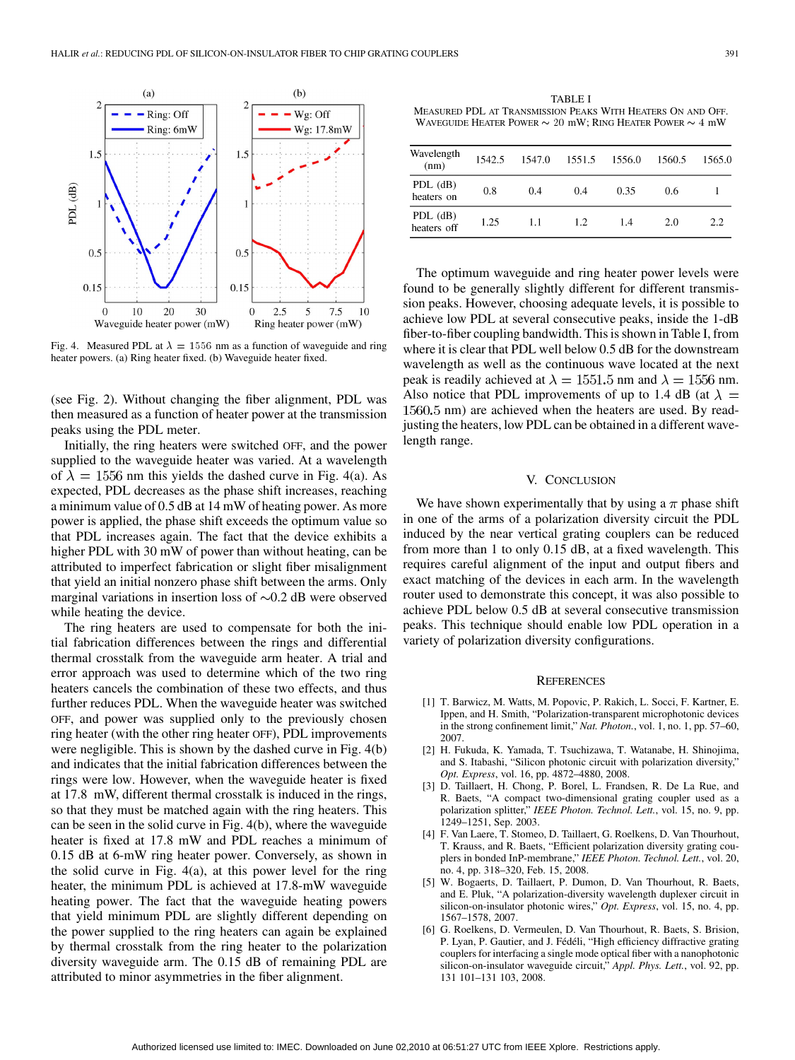(a)

2

1.5

1

0.5

0.15

PDL (dB)

0 10 20 30

Waveguide heater power (mW)

Ring: Off

Ring: 6mW

(b)

2

1.5

1

0.5

0.15

0 2.5 5 7.5 10

Ring heater power (mW)

Wg: Off

Wg: 17.8mW

Fig. 4. Measured PDL at $\lambda = 1556$ nm as a function of waveguide and ring heater powers. (a) Ring heater fixed. (b) Waveguide heater fixed.

(see Fig. 2). Without changing the fiber alignment, PDL was then measured as a function of heater power at the transmission peaks using the PDL meter.

Initially, the ring heaters were switched OFF, and the power supplied to the waveguide heater was varied. At a wavelength of $\lambda = 1556$ nm this yields the dashed curve in Fig. 4(a). As expected, PDL decreases as the phase shift increases, reaching a minimum value of 0.5 dB at 14 mW of heating power. As more power is applied, the phase shift exceeds the optimum value so that PDL increases again. The fact that the device exhibits a higher PDL with 30 mW of power than without heating, can be attributed to imperfect fabrication or slight fiber misalignment that yield an initial nonzero phase shift between the arms. Only marginal variations in insertion loss of ~0.2 dB were observed while heating the device.

The ring heaters are used to compensate for both the initial fabrication differences between the rings and differential thermal crosstalk from the waveguide arm heater. A trial and error approach was used to determine which of the two ring heaters cancels the combination of these two effects, and thus further reduces PDL. When the waveguide heater was switched OFF, and power was supplied only to the previously chosen ring heater (with the other ring heater OFF), PDL improvements were negligible. This is shown by the dashed curve in Fig. 4(b) and indicates that the initial fabrication differences between the rings were low. However, when the waveguide heater is fixed at 17.8 mW, different thermal crosstalk is induced in the rings, so that they must be matched again with the ring heaters. This can be seen in the solid curve in Fig. 4(b), where the waveguide heater is fixed at 17.8 mW and PDL reaches a minimum of 0.15 dB at 6-mW ring heater power. Conversely, as shown in the solid curve in Fig. 4(a), at this power level for the ring heater, the minimum PDL is achieved at 17.8-mW waveguide heating power. The fact that the waveguide heating powers that yield minimum PDL are slightly different depending on the power supplied to the ring heaters can again be explained by thermal crosstalk from the ring heater to the polarization diversity waveguide arm. The 0.15 dB of remaining PDL are attributed to minor asymmetries in the fiber alignment.

TABLE I
MEASURED PDL AT TRANSMISSION PEAKS WITH HEATERS ON AND OFF. WAVEGUIDE HEATER POWER ~ 20 mW; RING HEATER POWER ~ 4 mW

| Wavelength (nm) | 1542.5 | 1547.0 | 1551.5 | 1556.0 | 1560.5 | 1565.0 |
|---|---|---|---|---|---|---|
| PDL (dB) heaters on | 0.8 | 0.4 | 0.4 | 0.35 | 0.6 | 1 |
| PDL (dB) heaters off | 1.25 | 1.1 | 1.2 | 1.4 | 2.0 | 2.2 |

The optimum waveguide and ring heater power levels were found to be generally slightly different for different transmission peaks. However, choosing adequate levels, it is possible to achieve low PDL at several consecutive peaks, inside the 1-dB fiber-to-fiber coupling bandwidth. This is shown in Table I, from where it is clear that PDL well below 0.5 dB for the downstream wavelength as well as the continuous wave located at the next peak is readily achieved at $\lambda = 1551.5$ nm and $\lambda = 1556$ nm. Also notice that PDL improvements of up to 1.4 dB (at $\lambda = 1560.5$ nm) are achieved when the heaters are used. By readjusting the heaters, low PDL can be obtained in a different wavelength range.

## V. Conclusion

We have shown experimentally that by using a $\pi$ phase shift in one of the arms of a polarization diversity circuit the PDL induced by the near vertical grating couplers can be reduced from more than 1 to only 0.15 dB, at a fixed wavelength. This requires careful alignment of the input and output fibers and exact matching of the devices in each arm. In the wavelength router used to demonstrate this concept, it was also possible to achieve PDL below 0.5 dB at several consecutive transmission peaks. This technique should enable low PDL operation in a variety of polarization diversity configurations.

## References

[1] T. Barwicz, M. Watts, M. Popovic, P. Rakich, L. Socci, F. Kartner, E. Ippen, and H. Smith, "Polarization-transparent microphotonic devices in the strong confinement limit," *Nat. Photon.*, vol. 1, no. 1, pp. 57–60, 2007.

[2] H. Fukuda, K. Yamada, T. Tsuchizawa, T. Watanabe, H. Shinojima, and S. Itabashi, "Silicon photonic circuit with polarization diversity," *Opt. Express*, vol. 16, pp. 4872–4880, 2008.

[3] D. Taillaert, H. Chong, P. Borel, L. Frandsen, R. De La Rue, and R. Baets, "A compact two-dimensional grating coupler used as a polarization splitter," *IEEE Photon. Technol. Lett.*, vol. 15, no. 9, pp. 1249–1251, Sep. 2003.

[4] F. Van Laere, T. Stomeo, D. Taillaert, G. Roelkens, D. Van Thourhout, T. Krauss, and R. Baets, "Efficient polarization diversity grating couplers in bonded InP-membrane," *IEEE Photon. Technol. Lett.*, vol. 20, no. 4, pp. 318–320, Feb. 15, 2008.

[5] W. Bogaerts, D. Taillaert, P. Dumon, D. Van Thourhout, R. Baets, and E. Pluk, "A polarization-diversity wavelength duplexer circuit in silicon-on-insulator photonic wires," *Opt. Express*, vol. 15, no. 4, pp. 1567–1578, 2007.

[6] G. Roelkens, D. Vermeulen, D. Van Thourhout, R. Baets, S. Brision, P. Lyan, P. Gautier, and J. Fédéli, "High efficiency diffractive grating couplers for interfacing a single mode optical fiber with a nanophotonic silicon-on-insulator waveguide circuit," *Appl. Phys. Lett.*, vol. 92, pp. 131 101–131 103, 2008.